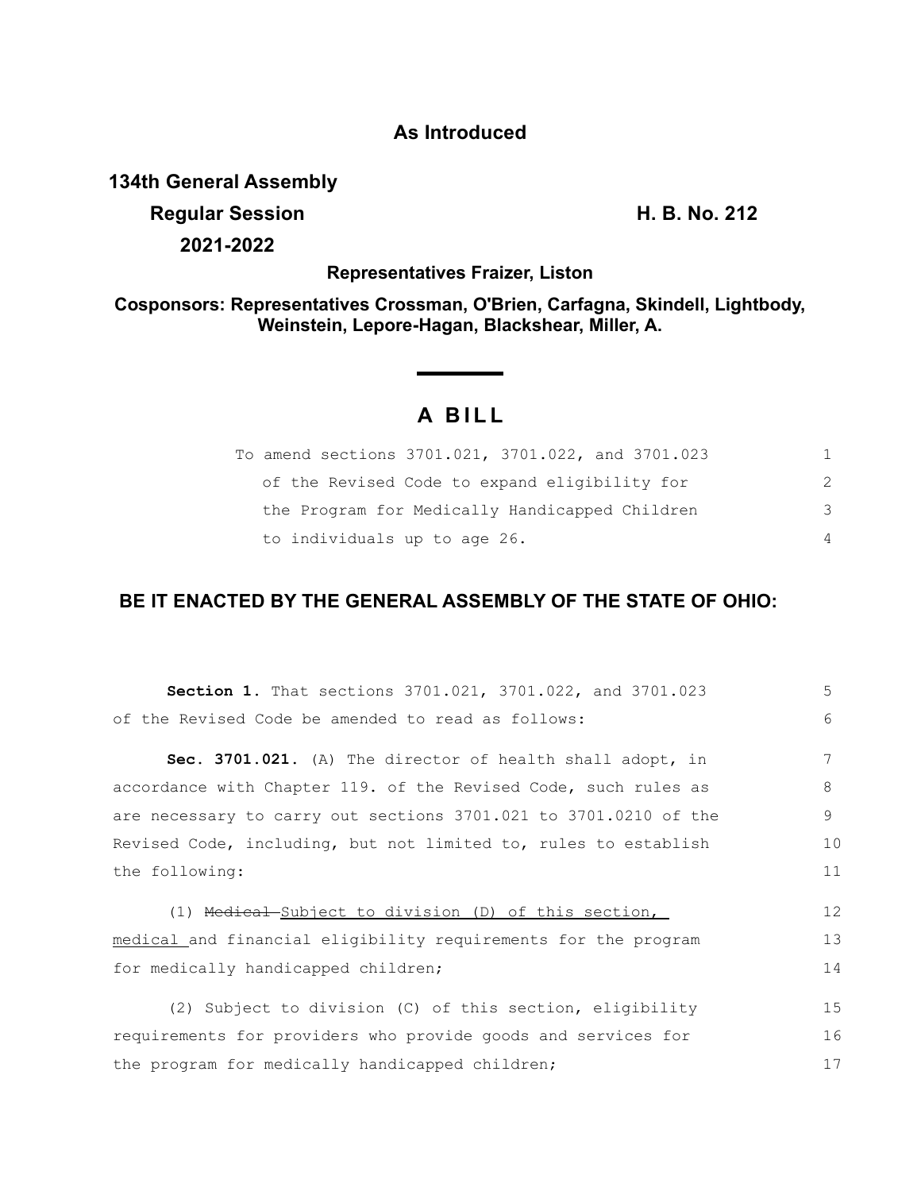**As Introduced**

**134th General Assembly**
**Regular Session** **H. B. No. 212**
**2021-2022**

**Representatives Fraizer, Liston**

**Cosponsors: Representatives Crossman, O'Brien, Carfagna, Skindell, Lightbody, Weinstein, Lepore-Hagan, Blackshear, Miller, A.**

# A BILL

To amend sections 3701.021, 3701.022, and 3701.023 of the Revised Code to expand eligibility for the Program for Medically Handicapped Children to individuals up to age 26.

**BE IT ENACTED BY THE GENERAL ASSEMBLY OF THE STATE OF OHIO:**

**Section 1.** That sections 3701.021, 3701.022, and 3701.023 of the Revised Code be amended to read as follows:

**Sec. 3701.021.** (A) The director of health shall adopt, in accordance with Chapter 119. of the Revised Code, such rules as are necessary to carry out sections 3701.021 to 3701.0210 of the Revised Code, including, but not limited to, rules to establish the following:

(1) ~~Medical~~ Subject to division (D) of this section, medical and financial eligibility requirements for the program for medically handicapped children;

(2) Subject to division (C) of this section, eligibility requirements for providers who provide goods and services for the program for medically handicapped children;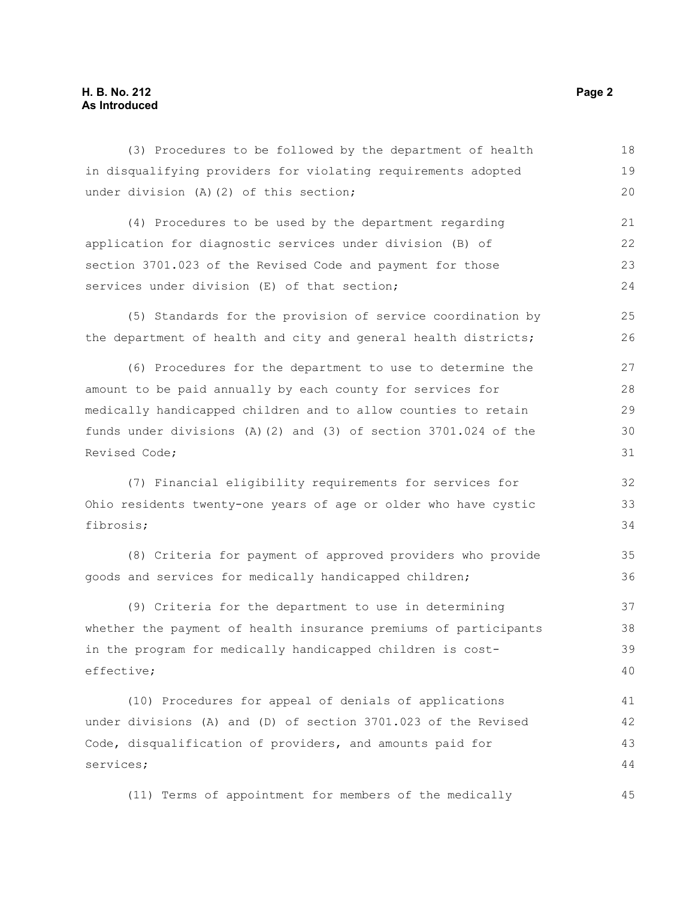(3) Procedures to be followed by the department of health in disqualifying providers for violating requirements adopted under division (A)(2) of this section;

(4) Procedures to be used by the department regarding application for diagnostic services under division (B) of section 3701.023 of the Revised Code and payment for those services under division (E) of that section;

(5) Standards for the provision of service coordination by the department of health and city and general health districts;

(6) Procedures for the department to use to determine the amount to be paid annually by each county for services for medically handicapped children and to allow counties to retain funds under divisions (A)(2) and (3) of section 3701.024 of the Revised Code;

(7) Financial eligibility requirements for services for Ohio residents twenty-one years of age or older who have cystic fibrosis;

(8) Criteria for payment of approved providers who provide goods and services for medically handicapped children;

(9) Criteria for the department to use in determining whether the payment of health insurance premiums of participants in the program for medically handicapped children is cost-effective;

(10) Procedures for appeal of denials of applications under divisions (A) and (D) of section 3701.023 of the Revised Code, disqualification of providers, and amounts paid for services;

(11) Terms of appointment for members of the medically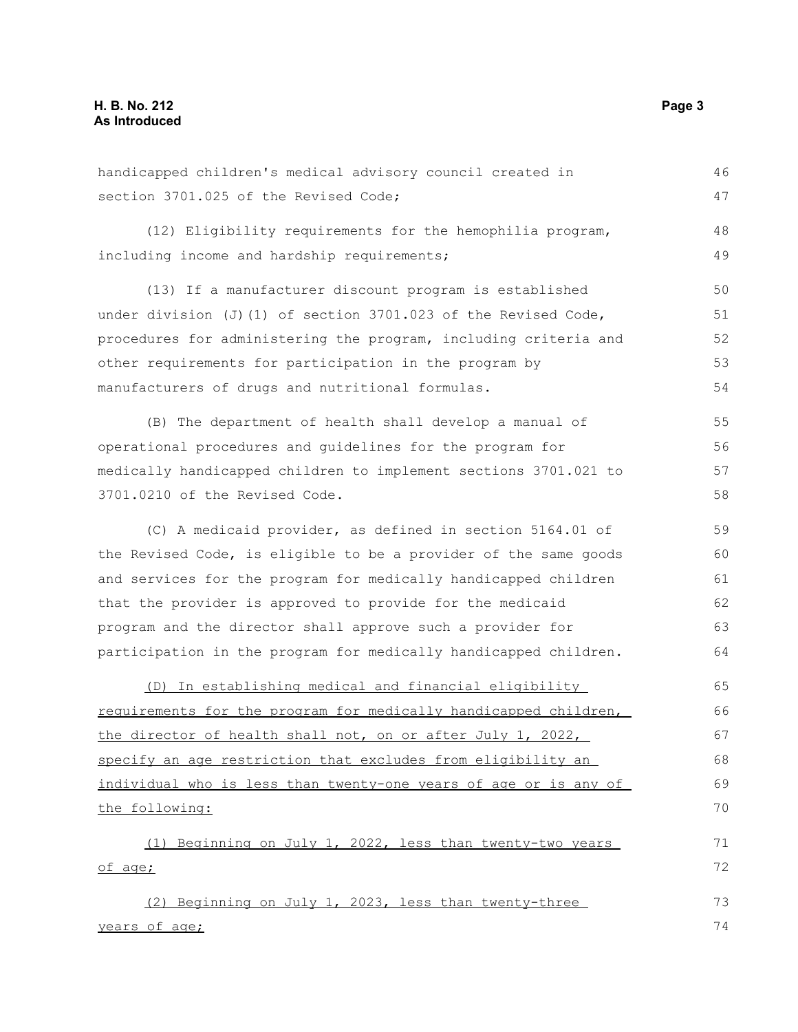handicapped children's medical advisory council created in section 3701.025 of the Revised Code;

(12) Eligibility requirements for the hemophilia program, including income and hardship requirements;

(13) If a manufacturer discount program is established under division (J)(1) of section 3701.023 of the Revised Code, procedures for administering the program, including criteria and other requirements for participation in the program by manufacturers of drugs and nutritional formulas.

(B) The department of health shall develop a manual of operational procedures and guidelines for the program for medically handicapped children to implement sections 3701.021 to 3701.0210 of the Revised Code.

(C) A medicaid provider, as defined in section 5164.01 of the Revised Code, is eligible to be a provider of the same goods and services for the program for medically handicapped children that the provider is approved to provide for the medicaid program and the director shall approve such a provider for participation in the program for medically handicapped children.

(D) In establishing medical and financial eligibility requirements for the program for medically handicapped children, the director of health shall not, on or after July 1, 2022, specify an age restriction that excludes from eligibility an individual who is less than twenty-one years of age or is any of the following:

(1) Beginning on July 1, 2022, less than twenty-two years of age;

(2) Beginning on July 1, 2023, less than twenty-three years of age;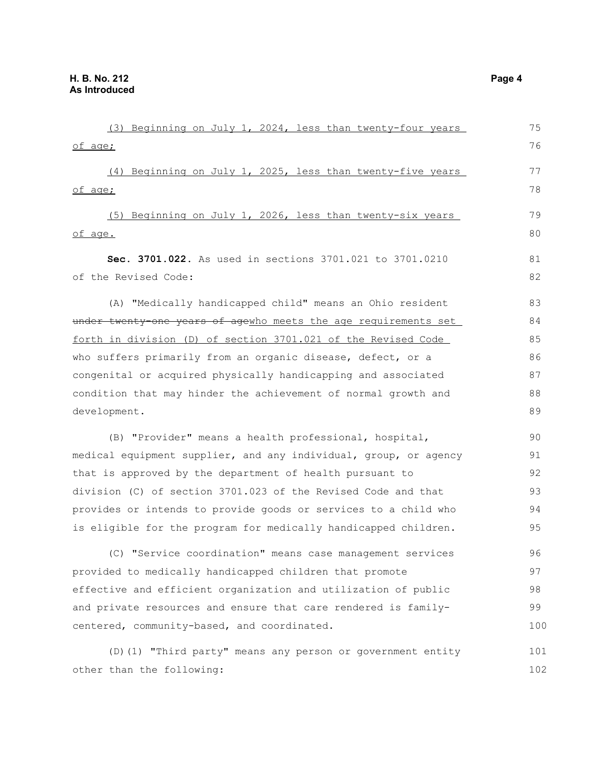(3) Beginning on July 1, 2024, less than twenty-four years of age;

(4) Beginning on July 1, 2025, less than twenty-five years of age;

(5) Beginning on July 1, 2026, less than twenty-six years of age.

**Sec. 3701.022.** As used in sections 3701.021 to 3701.0210 of the Revised Code:

(A) "Medically handicapped child" means an Ohio resident ~~under twenty-one years of age~~who meets the age requirements set forth in division (D) of section 3701.021 of the Revised Code who suffers primarily from an organic disease, defect, or a congenital or acquired physically handicapping and associated condition that may hinder the achievement of normal growth and development.

(B) "Provider" means a health professional, hospital, medical equipment supplier, and any individual, group, or agency that is approved by the department of health pursuant to division (C) of section 3701.023 of the Revised Code and that provides or intends to provide goods or services to a child who is eligible for the program for medically handicapped children.

(C) "Service coordination" means case management services provided to medically handicapped children that promote effective and efficient organization and utilization of public and private resources and ensure that care rendered is family-centered, community-based, and coordinated.

(D)(1) "Third party" means any person or government entity other than the following: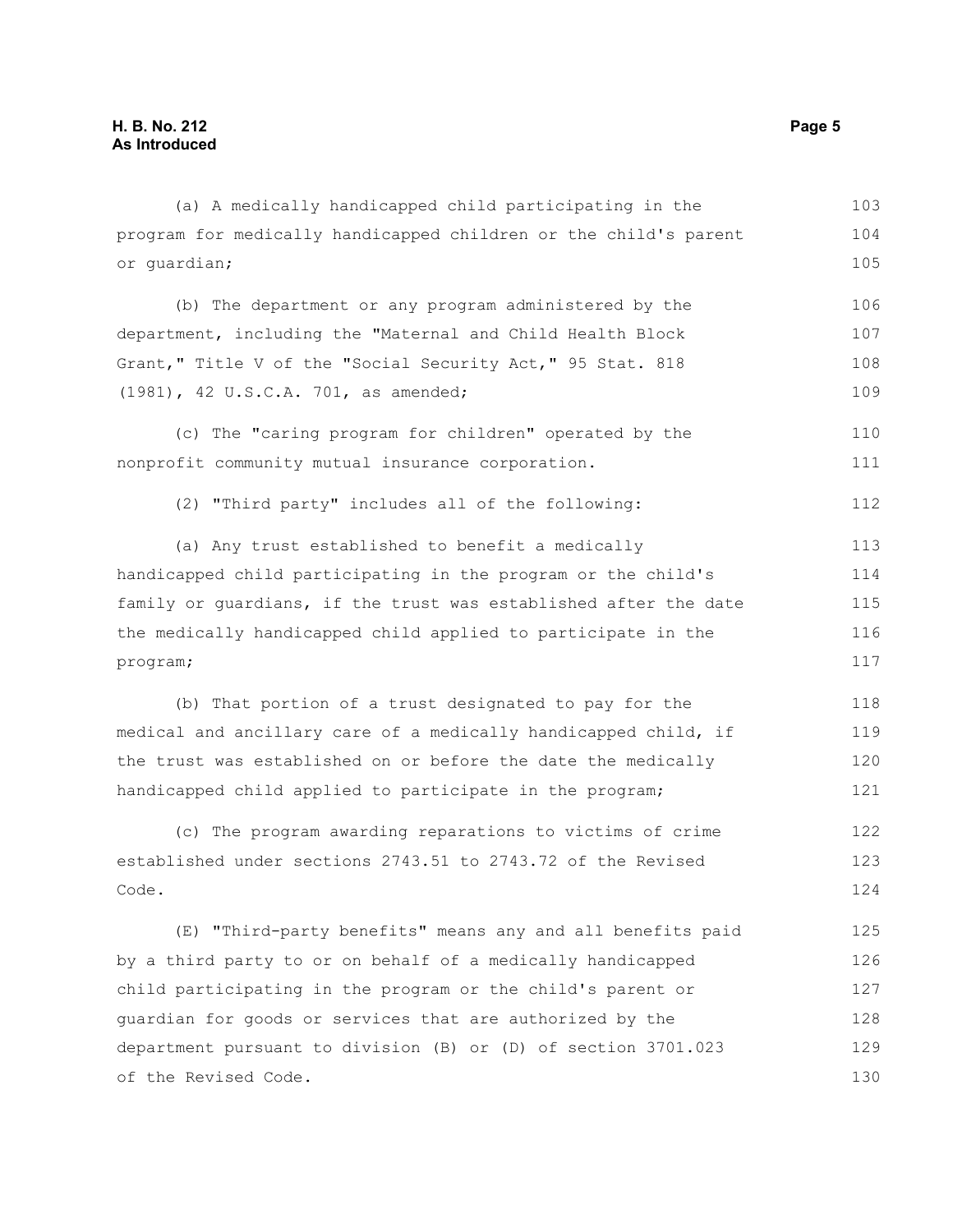(a) A medically handicapped child participating in the program for medically handicapped children or the child's parent or guardian;

(b) The department or any program administered by the department, including the "Maternal and Child Health Block Grant," Title V of the "Social Security Act," 95 Stat. 818 (1981), 42 U.S.C.A. 701, as amended;

(c) The "caring program for children" operated by the nonprofit community mutual insurance corporation.

(2) "Third party" includes all of the following:

(a) Any trust established to benefit a medically handicapped child participating in the program or the child's family or guardians, if the trust was established after the date the medically handicapped child applied to participate in the program;

(b) That portion of a trust designated to pay for the medical and ancillary care of a medically handicapped child, if the trust was established on or before the date the medically handicapped child applied to participate in the program;

(c) The program awarding reparations to victims of crime established under sections 2743.51 to 2743.72 of the Revised Code.

(E) "Third-party benefits" means any and all benefits paid by a third party to or on behalf of a medically handicapped child participating in the program or the child's parent or guardian for goods or services that are authorized by the department pursuant to division (B) or (D) of section 3701.023 of the Revised Code.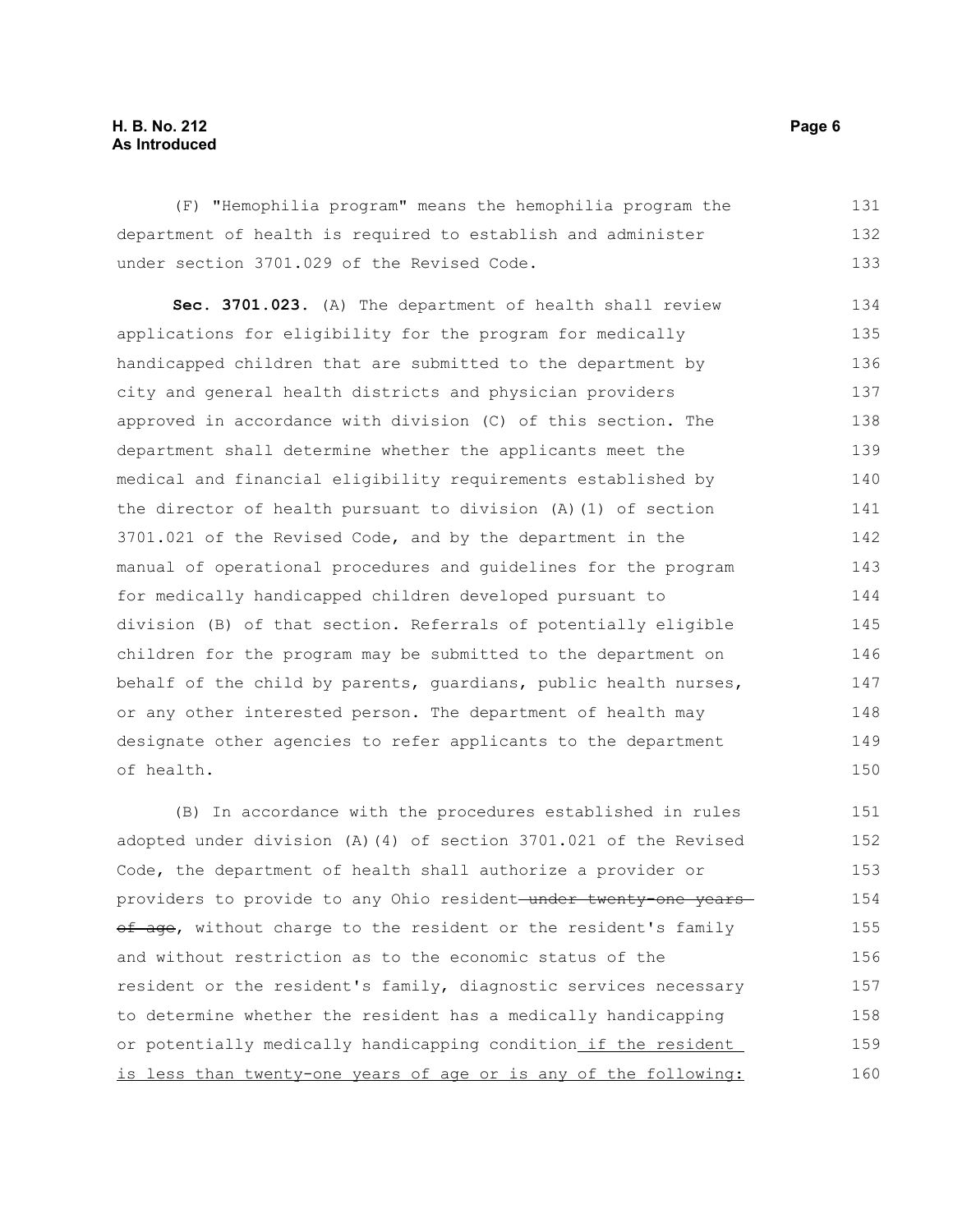(F) "Hemophilia program" means the hemophilia program the department of health is required to establish and administer under section 3701.029 of the Revised Code.

**Sec. 3701.023.** (A) The department of health shall review applications for eligibility for the program for medically handicapped children that are submitted to the department by city and general health districts and physician providers approved in accordance with division (C) of this section. The department shall determine whether the applicants meet the medical and financial eligibility requirements established by the director of health pursuant to division (A)(1) of section 3701.021 of the Revised Code, and by the department in the manual of operational procedures and guidelines for the program for medically handicapped children developed pursuant to division (B) of that section. Referrals of potentially eligible children for the program may be submitted to the department on behalf of the child by parents, guardians, public health nurses, or any other interested person. The department of health may designate other agencies to refer applicants to the department of health.

(B) In accordance with the procedures established in rules adopted under division (A)(4) of section 3701.021 of the Revised Code, the department of health shall authorize a provider or providers to provide to any Ohio resident ~~under twenty-one years of age~~, without charge to the resident or the resident's family and without restriction as to the economic status of the resident or the resident's family, diagnostic services necessary to determine whether the resident has a medically handicapping or potentially medically handicapping condition <u>if the resident is less than twenty-one years of age or is any of the following:</u>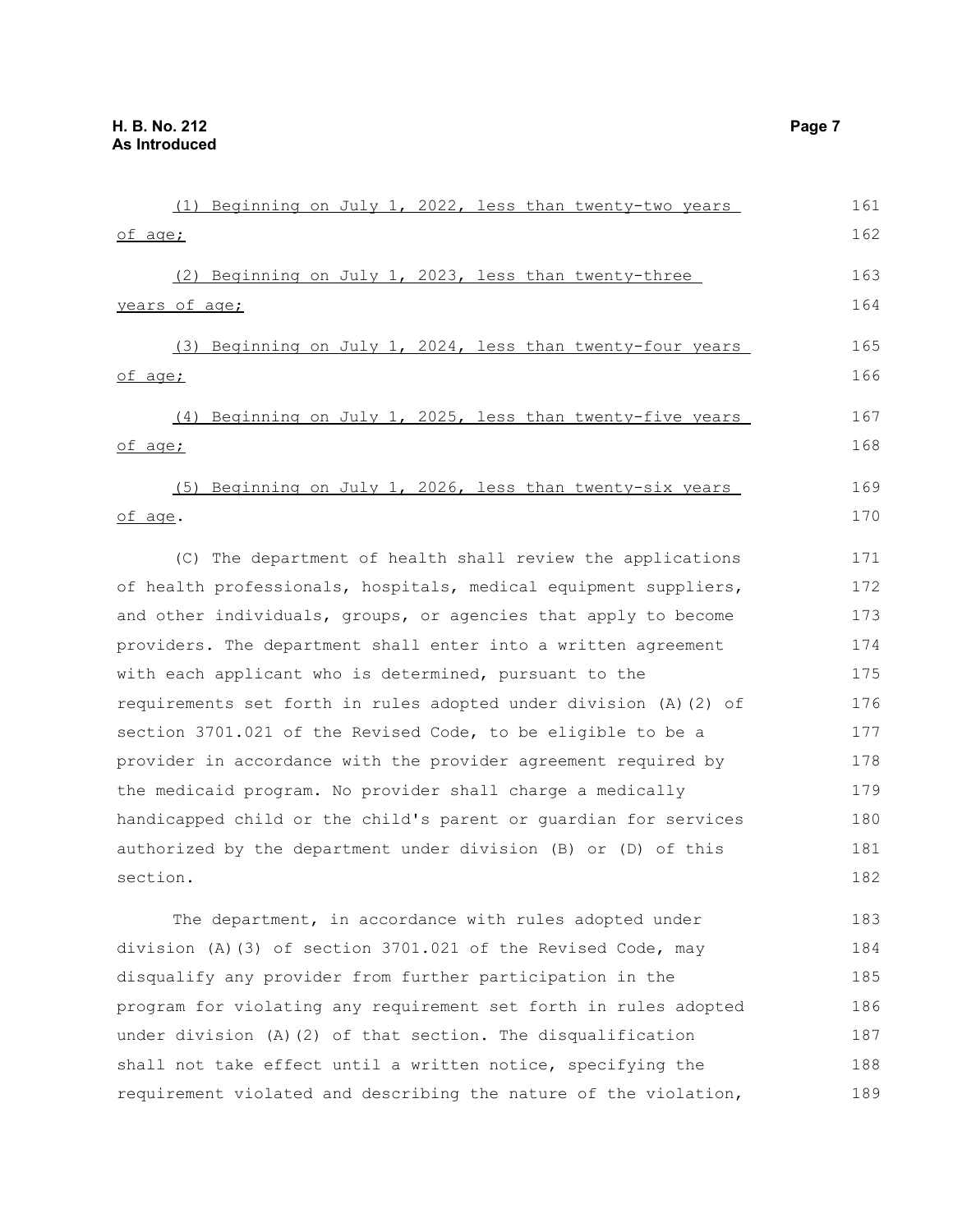(1) Beginning on July 1, 2022, less than twenty-two years of age;

(2) Beginning on July 1, 2023, less than twenty-three years of age;

(3) Beginning on July 1, 2024, less than twenty-four years of age;

(4) Beginning on July 1, 2025, less than twenty-five years of age;

(5) Beginning on July 1, 2026, less than twenty-six years of age.

(C) The department of health shall review the applications of health professionals, hospitals, medical equipment suppliers, and other individuals, groups, or agencies that apply to become providers. The department shall enter into a written agreement with each applicant who is determined, pursuant to the requirements set forth in rules adopted under division (A)(2) of section 3701.021 of the Revised Code, to be eligible to be a provider in accordance with the provider agreement required by the medicaid program. No provider shall charge a medically handicapped child or the child's parent or guardian for services authorized by the department under division (B) or (D) of this section.

The department, in accordance with rules adopted under division (A)(3) of section 3701.021 of the Revised Code, may disqualify any provider from further participation in the program for violating any requirement set forth in rules adopted under division (A)(2) of that section. The disqualification shall not take effect until a written notice, specifying the requirement violated and describing the nature of the violation,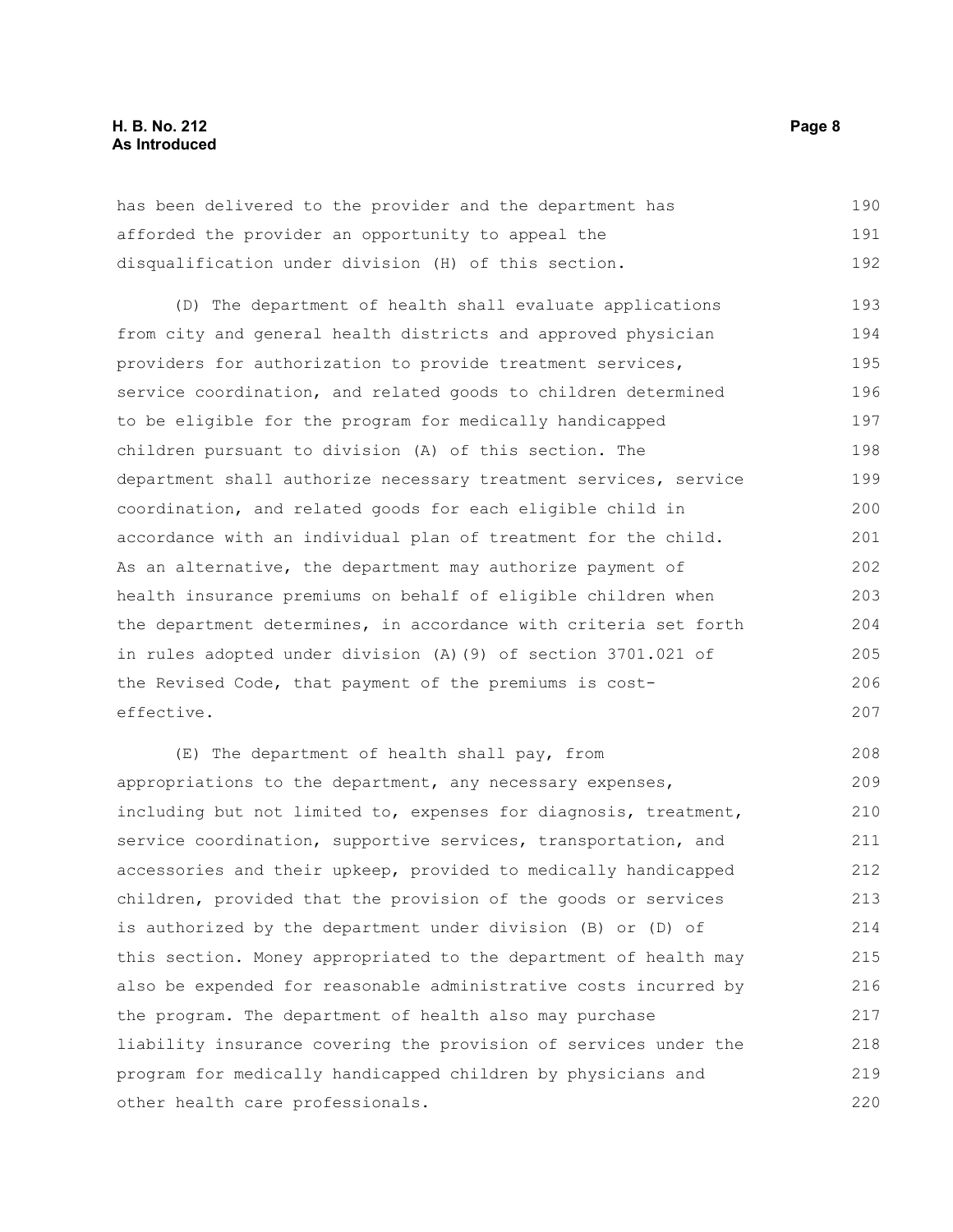has been delivered to the provider and the department has afforded the provider an opportunity to appeal the disqualification under division (H) of this section.

(D) The department of health shall evaluate applications from city and general health districts and approved physician providers for authorization to provide treatment services, service coordination, and related goods to children determined to be eligible for the program for medically handicapped children pursuant to division (A) of this section. The department shall authorize necessary treatment services, service coordination, and related goods for each eligible child in accordance with an individual plan of treatment for the child. As an alternative, the department may authorize payment of health insurance premiums on behalf of eligible children when the department determines, in accordance with criteria set forth in rules adopted under division (A)(9) of section 3701.021 of the Revised Code, that payment of the premiums is cost-effective.

(E) The department of health shall pay, from appropriations to the department, any necessary expenses, including but not limited to, expenses for diagnosis, treatment, service coordination, supportive services, transportation, and accessories and their upkeep, provided to medically handicapped children, provided that the provision of the goods or services is authorized by the department under division (B) or (D) of this section. Money appropriated to the department of health may also be expended for reasonable administrative costs incurred by the program. The department of health also may purchase liability insurance covering the provision of services under the program for medically handicapped children by physicians and other health care professionals.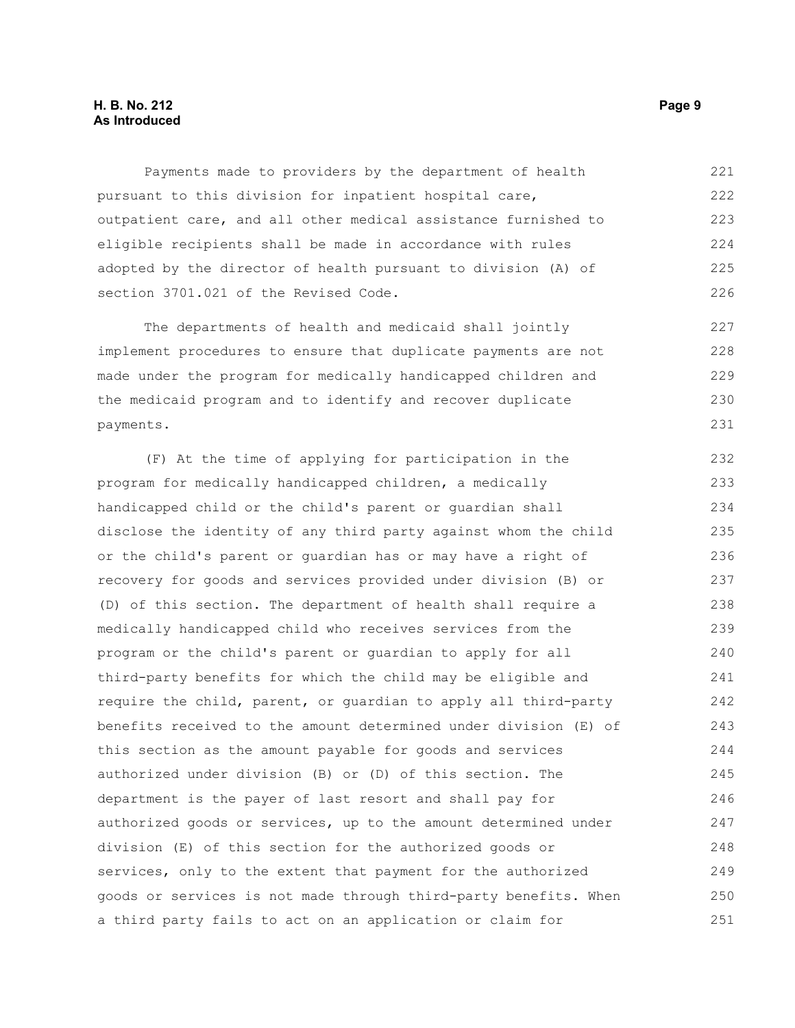Payments made to providers by the department of health pursuant to this division for inpatient hospital care, outpatient care, and all other medical assistance furnished to eligible recipients shall be made in accordance with rules adopted by the director of health pursuant to division (A) of section 3701.021 of the Revised Code.

The departments of health and medicaid shall jointly implement procedures to ensure that duplicate payments are not made under the program for medically handicapped children and the medicaid program and to identify and recover duplicate payments.

(F) At the time of applying for participation in the program for medically handicapped children, a medically handicapped child or the child's parent or guardian shall disclose the identity of any third party against whom the child or the child's parent or guardian has or may have a right of recovery for goods and services provided under division (B) or (D) of this section. The department of health shall require a medically handicapped child who receives services from the program or the child's parent or guardian to apply for all third-party benefits for which the child may be eligible and require the child, parent, or guardian to apply all third-party benefits received to the amount determined under division (E) of this section as the amount payable for goods and services authorized under division (B) or (D) of this section. The department is the payer of last resort and shall pay for authorized goods or services, up to the amount determined under division (E) of this section for the authorized goods or services, only to the extent that payment for the authorized goods or services is not made through third-party benefits. When a third party fails to act on an application or claim for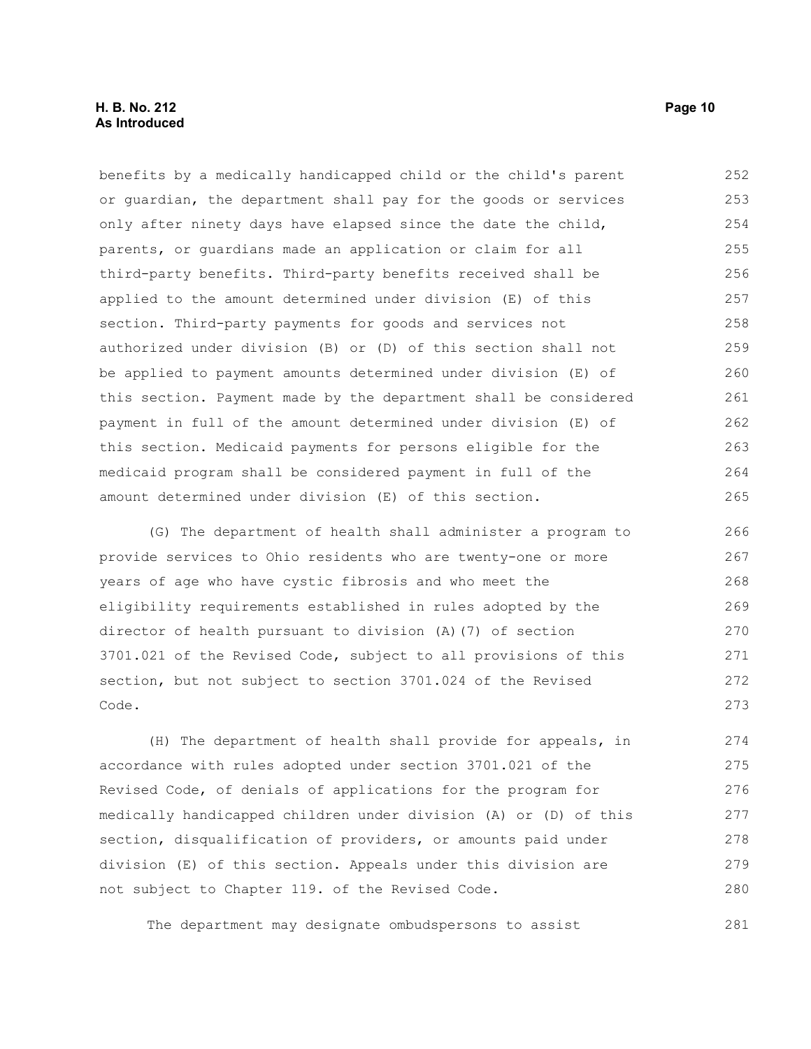benefits by a medically handicapped child or the child's parent or guardian, the department shall pay for the goods or services only after ninety days have elapsed since the date the child, parents, or guardians made an application or claim for all third-party benefits. Third-party benefits received shall be applied to the amount determined under division (E) of this section. Third-party payments for goods and services not authorized under division (B) or (D) of this section shall not be applied to payment amounts determined under division (E) of this section. Payment made by the department shall be considered payment in full of the amount determined under division (E) of this section. Medicaid payments for persons eligible for the medicaid program shall be considered payment in full of the amount determined under division (E) of this section.

(G) The department of health shall administer a program to provide services to Ohio residents who are twenty-one or more years of age who have cystic fibrosis and who meet the eligibility requirements established in rules adopted by the director of health pursuant to division (A)(7) of section 3701.021 of the Revised Code, subject to all provisions of this section, but not subject to section 3701.024 of the Revised Code.

(H) The department of health shall provide for appeals, in accordance with rules adopted under section 3701.021 of the Revised Code, of denials of applications for the program for medically handicapped children under division (A) or (D) of this section, disqualification of providers, or amounts paid under division (E) of this section. Appeals under this division are not subject to Chapter 119. of the Revised Code.

The department may designate ombudspersons to assist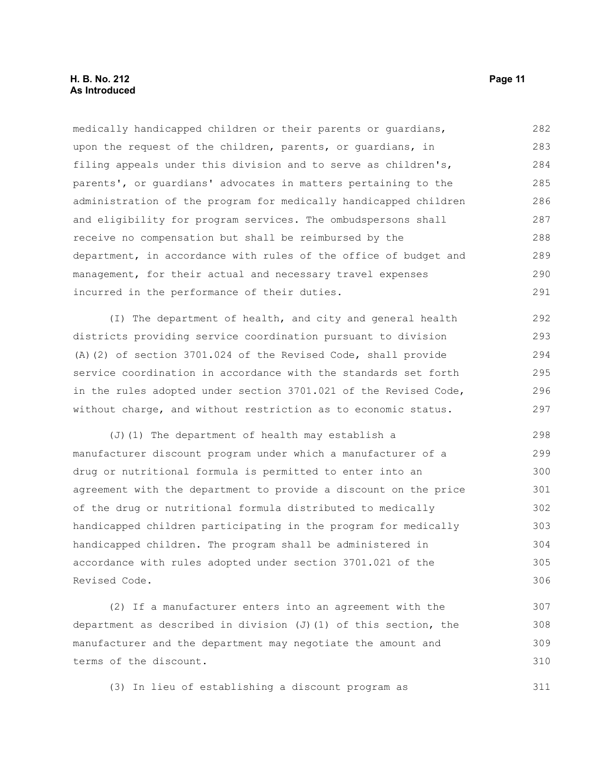medically handicapped children or their parents or guardians, upon the request of the children, parents, or guardians, in filing appeals under this division and to serve as children's, parents', or guardians' advocates in matters pertaining to the administration of the program for medically handicapped children and eligibility for program services. The ombudspersons shall receive no compensation but shall be reimbursed by the department, in accordance with rules of the office of budget and management, for their actual and necessary travel expenses incurred in the performance of their duties.

(I) The department of health, and city and general health districts providing service coordination pursuant to division (A)(2) of section 3701.024 of the Revised Code, shall provide service coordination in accordance with the standards set forth in the rules adopted under section 3701.021 of the Revised Code, without charge, and without restriction as to economic status.

(J)(1) The department of health may establish a manufacturer discount program under which a manufacturer of a drug or nutritional formula is permitted to enter into an agreement with the department to provide a discount on the price of the drug or nutritional formula distributed to medically handicapped children participating in the program for medically handicapped children. The program shall be administered in accordance with rules adopted under section 3701.021 of the Revised Code.

(2) If a manufacturer enters into an agreement with the department as described in division (J)(1) of this section, the manufacturer and the department may negotiate the amount and terms of the discount.

(3) In lieu of establishing a discount program as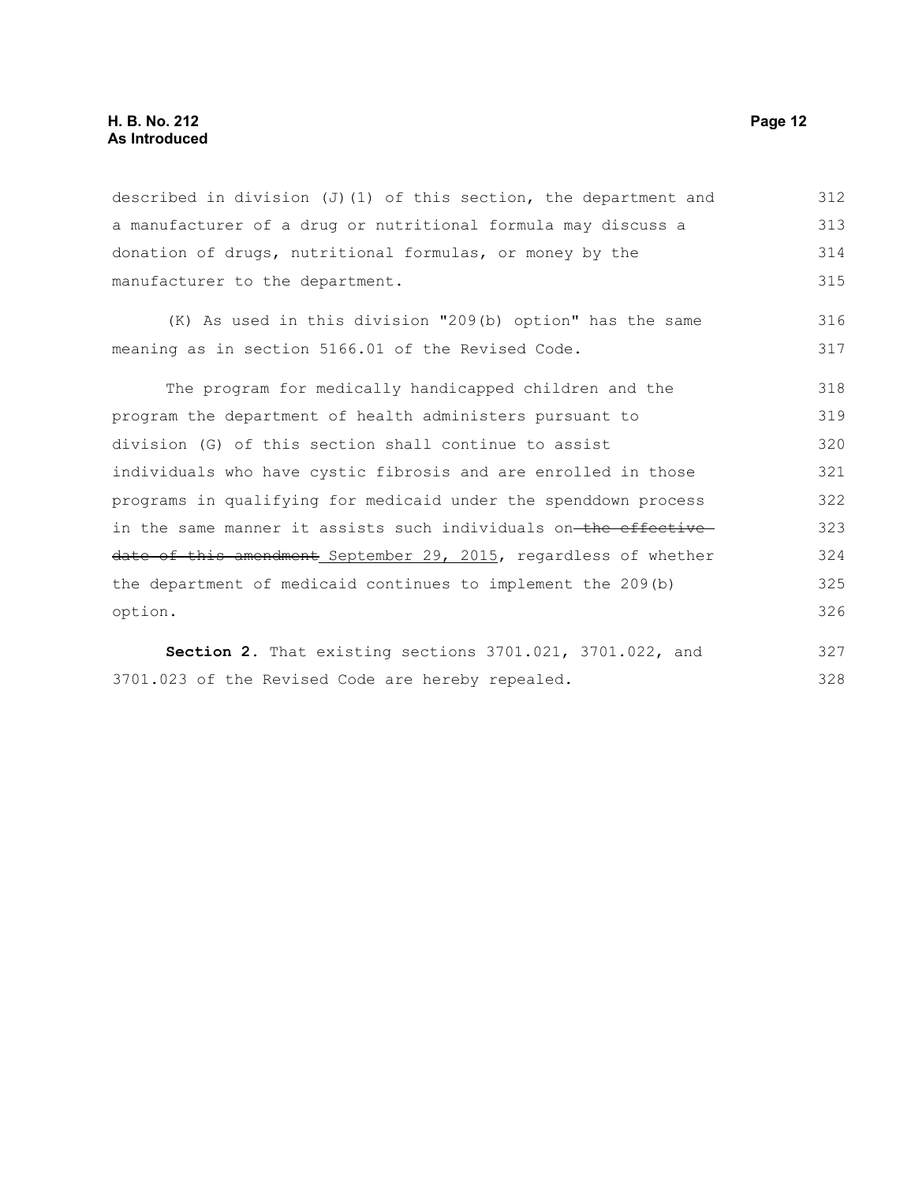described in division (J)(1) of this section, the department and a manufacturer of a drug or nutritional formula may discuss a donation of drugs, nutritional formulas, or money by the manufacturer to the department.

(K) As used in this division "209(b) option" has the same meaning as in section 5166.01 of the Revised Code.

The program for medically handicapped children and the program the department of health administers pursuant to division (G) of this section shall continue to assist individuals who have cystic fibrosis and are enrolled in those programs in qualifying for medicaid under the spenddown process in the same manner it assists such individuals on ~~the effective date of this amendment~~ September 29, 2015, regardless of whether the department of medicaid continues to implement the 209(b) option.

**Section 2.** That existing sections 3701.021, 3701.022, and 3701.023 of the Revised Code are hereby repealed.